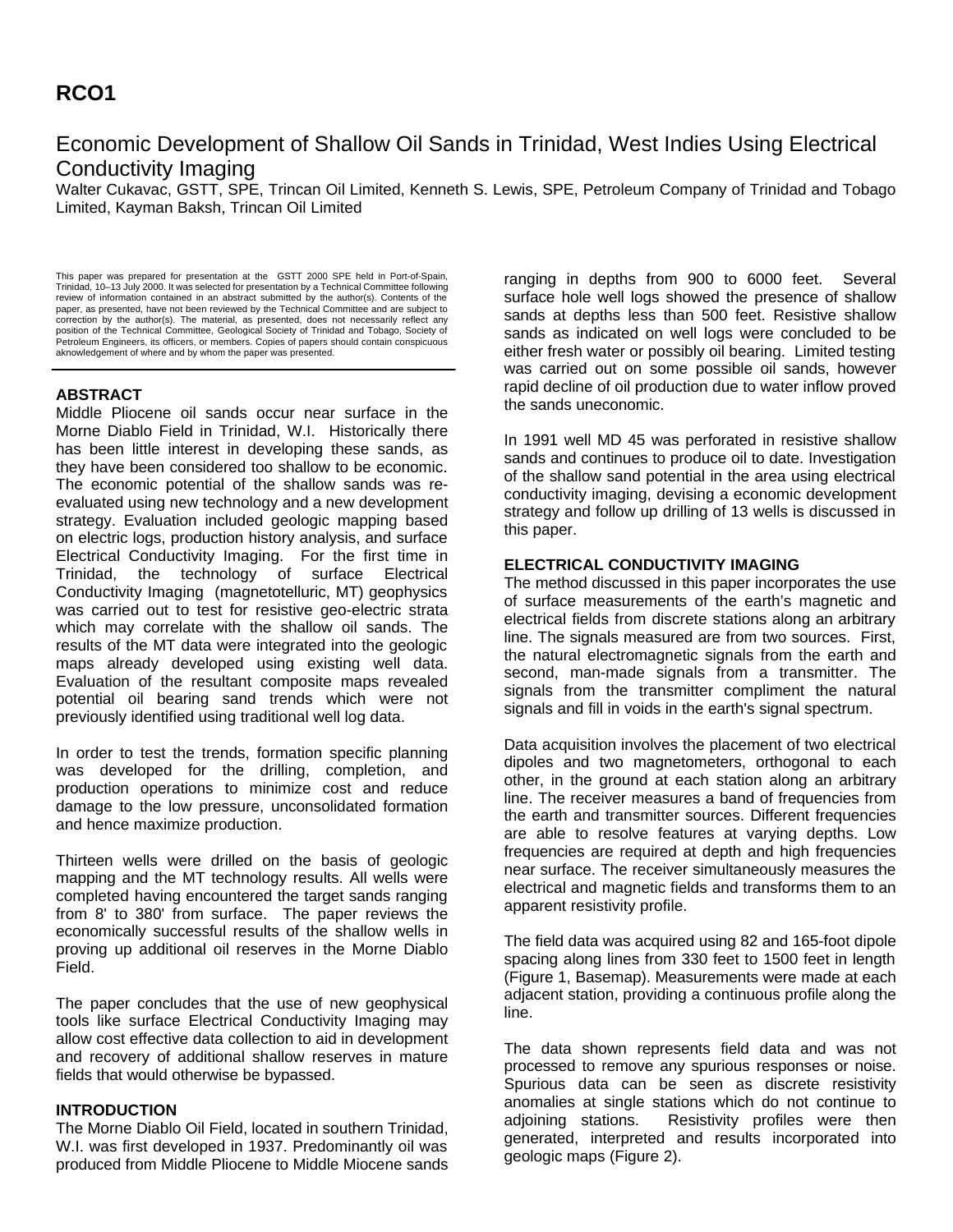# RCO1

## Economic Development of Shallow Oil Sands in Trinidad, West Indies Using Electrical Conductivity Imaging

Walter Cukavac, GSTT, SPE, Trincan Oil Limited, Kenneth S. Lewis, SPE, Petroleum Company of Trinidad and Tobago Limited, Kayman Baksh, Trincan Oil Limited

This paper was prepared for presentation at the GSTT 2000 SPE held in Port-of-Spain, Trinidad, 10–13 July 2000. It was selected for presentation by a Technical Committee following review of information contained in an abstract submitted by the author(s). Contents of the paper, as presented, have not been reviewed by the Technical Committee and are subject to correction by the author(s). The material, as presented, does not necessarily reflect any position of the Technical Committee, Geological Society of Trinidad and Tobago, Society of Petroleum Engineers, its officers, or members. Copies of papers should contain conspicuous aknowledgement of where and by whom the paper was presented.

### ABSTRACT

Middle Pliocene oil sands occur near surface in the Morne Diablo Field in Trinidad, W.I. Historically there has been little interest in developing these sands, as they have been considered too shallow to be economic. The economic potential of the shallow sands was re-evaluated using new technology and a new development strategy. Evaluation included geologic mapping based on electric logs, production history analysis, and surface Electrical Conductivity Imaging. For the first time in Trinidad, the technology of surface Electrical Conductivity Imaging (magnetotelluric, MT) geophysics was carried out to test for resistive geo-electric strata which may correlate with the shallow oil sands. The results of the MT data were integrated into the geologic maps already developed using existing well data. Evaluation of the resultant composite maps revealed potential oil bearing sand trends which were not previously identified using traditional well log data.

In order to test the trends, formation specific planning was developed for the drilling, completion, and production operations to minimize cost and reduce damage to the low pressure, unconsolidated formation and hence maximize production.

Thirteen wells were drilled on the basis of geologic mapping and the MT technology results. All wells were completed having encountered the target sands ranging from 8' to 380' from surface. The paper reviews the economically successful results of the shallow wells in proving up additional oil reserves in the Morne Diablo Field.

The paper concludes that the use of new geophysical tools like surface Electrical Conductivity Imaging may allow cost effective data collection to aid in development and recovery of additional shallow reserves in mature fields that would otherwise be bypassed.

### INTRODUCTION

The Morne Diablo Oil Field, located in southern Trinidad, W.I. was first developed in 1937. Predominantly oil was produced from Middle Pliocene to Middle Miocene sands ranging in depths from 900 to 6000 feet. Several surface hole well logs showed the presence of shallow sands at depths less than 500 feet. Resistive shallow sands as indicated on well logs were concluded to be either fresh water or possibly oil bearing. Limited testing was carried out on some possible oil sands, however rapid decline of oil production due to water inflow proved the sands uneconomic.

In 1991 well MD 45 was perforated in resistive shallow sands and continues to produce oil to date. Investigation of the shallow sand potential in the area using electrical conductivity imaging, devising a economic development strategy and follow up drilling of 13 wells is discussed in this paper.

### ELECTRICAL CONDUCTIVITY IMAGING

The method discussed in this paper incorporates the use of surface measurements of the earth's magnetic and electrical fields from discrete stations along an arbitrary line. The signals measured are from two sources. First, the natural electromagnetic signals from the earth and second, man-made signals from a transmitter. The signals from the transmitter compliment the natural signals and fill in voids in the earth's signal spectrum.

Data acquisition involves the placement of two electrical dipoles and two magnetometers, orthogonal to each other, in the ground at each station along an arbitrary line. The receiver measures a band of frequencies from the earth and transmitter sources. Different frequencies are able to resolve features at varying depths. Low frequencies are required at depth and high frequencies near surface. The receiver simultaneously measures the electrical and magnetic fields and transforms them to an apparent resistivity profile.

The field data was acquired using 82 and 165-foot dipole spacing along lines from 330 feet to 1500 feet in length (Figure 1, Basemap). Measurements were made at each adjacent station, providing a continuous profile along the line.

The data shown represents field data and was not processed to remove any spurious responses or noise. Spurious data can be seen as discrete resistivity anomalies at single stations which do not continue to adjoining stations. Resistivity profiles were then generated, interpreted and results incorporated into geologic maps (Figure 2).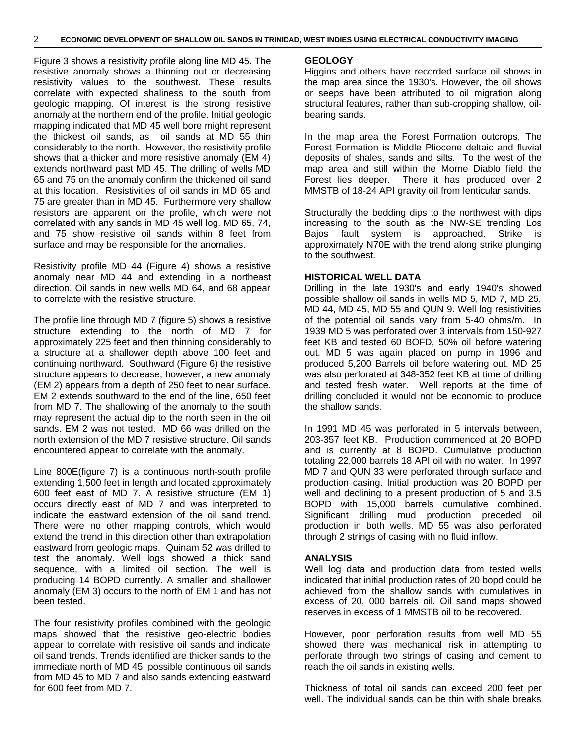Figure 3 shows a resistivity profile along line MD 45. The resistive anomaly shows a thinning out or decreasing resistivity values to the southwest. These results correlate with expected shaliness to the south from geologic mapping. Of interest is the strong resistive anomaly at the northern end of the profile. Initial geologic mapping indicated that MD 45 well bore might represent the thickest oil sands, as oil sands at MD 55 thin considerably to the north. However, the resistivity profile shows that a thicker and more resistive anomaly (EM 4) extends northward past MD 45. The drilling of wells MD 65 and 75 on the anomaly confirm the thickened oil sand at this location. Resistivities of oil sands in MD 65 and 75 are greater than in MD 45. Furthermore very shallow resistors are apparent on the profile, which were not correlated with any sands in MD 45 well log. MD 65, 74, and 75 show resistive oil sands within 8 feet from surface and may be responsible for the anomalies.

Resistivity profile MD 44 (Figure 4) shows a resistive anomaly near MD 44 and extending in a northeast direction. Oil sands in new wells MD 64, and 68 appear to correlate with the resistive structure.

The profile line through MD 7 (figure 5) shows a resistive structure extending to the north of MD 7 for approximately 225 feet and then thinning considerably to a structure at a shallower depth above 100 feet and continuing northward. Southward (Figure 6) the resistive structure appears to decrease, however, a new anomaly (EM 2) appears from a depth of 250 feet to near surface. EM 2 extends southward to the end of the line, 650 feet from MD 7. The shallowing of the anomaly to the south may represent the actual dip to the north seen in the oil sands. EM 2 was not tested. MD 66 was drilled on the north extension of the MD 7 resistive structure. Oil sands encountered appear to correlate with the anomaly.

Line 800E(figure 7) is a continuous north-south profile extending 1,500 feet in length and located approximately 600 feet east of MD 7. A resistive structure (EM 1) occurs directly east of MD 7 and was interpreted to indicate the eastward extension of the oil sand trend. There were no other mapping controls, which would extend the trend in this direction other than extrapolation eastward from geologic maps. Quinam 52 was drilled to test the anomaly. Well logs showed a thick sand sequence, with a limited oil section. The well is producing 14 BOPD currently. A smaller and shallower anomaly (EM 3) occurs to the north of EM 1 and has not been tested.

The four resistivity profiles combined with the geologic maps showed that the resistive geo-electric bodies appear to correlate with resistive oil sands and indicate oil sand trends. Trends identified are thicker sands to the immediate north of MD 45, possible continuous oil sands from MD 45 to MD 7 and also sands extending eastward for 600 feet from MD 7.

## GEOLOGY

Higgins and others have recorded surface oil shows in the map area since the 1930's. However, the oil shows or seeps have been attributed to oil migration along structural features, rather than sub-cropping shallow, oil-bearing sands.

In the map area the Forest Formation outcrops. The Forest Formation is Middle Pliocene deltaic and fluvial deposits of shales, sands and silts. To the west of the map area and still within the Morne Diablo field the Forest lies deeper. There it has produced over 2 MMSTB of 18-24 API gravity oil from lenticular sands.

Structurally the bedding dips to the northwest with dips increasing to the south as the NW-SE trending Los Bajos fault system is approached. Strike is approximately N70E with the trend along strike plunging to the southwest.

## HISTORICAL WELL DATA

Drilling in the late 1930's and early 1940's showed possible shallow oil sands in wells MD 5, MD 7, MD 25, MD 44, MD 45, MD 55 and QUN 9. Well log resistivities of the potential oil sands vary from 5-40 ohms/m. In 1939 MD 5 was perforated over 3 intervals from 150-927 feet KB and tested 60 BOFD, 50% oil before watering out. MD 5 was again placed on pump in 1996 and produced 5,200 Barrels oil before watering out. MD 25 was also perforated at 348-352 feet KB at time of drilling and tested fresh water. Well reports at the time of drilling concluded it would not be economic to produce the shallow sands.

In 1991 MD 45 was perforated in 5 intervals between, 203-357 feet KB. Production commenced at 20 BOPD and is currently at 8 BOPD. Cumulative production totaling 22,000 barrels 18 API oil with no water. In 1997 MD 7 and QUN 33 were perforated through surface and production casing. Initial production was 20 BOPD per well and declining to a present production of 5 and 3.5 BOPD with 15,000 barrels cumulative combined. Significant drilling mud production preceded oil production in both wells. MD 55 was also perforated through 2 strings of casing with no fluid inflow.

## ANALYSIS

Well log data and production data from tested wells indicated that initial production rates of 20 bopd could be achieved from the shallow sands with cumulatives in excess of 20, 000 barrels oil. Oil sand maps showed reserves in excess of 1 MMSTB oil to be recovered.

However, poor perforation results from well MD 55 showed there was mechanical risk in attempting to perforate through two strings of casing and cement to reach the oil sands in existing wells.

Thickness of total oil sands can exceed 200 feet per well. The individual sands can be thin with shale breaks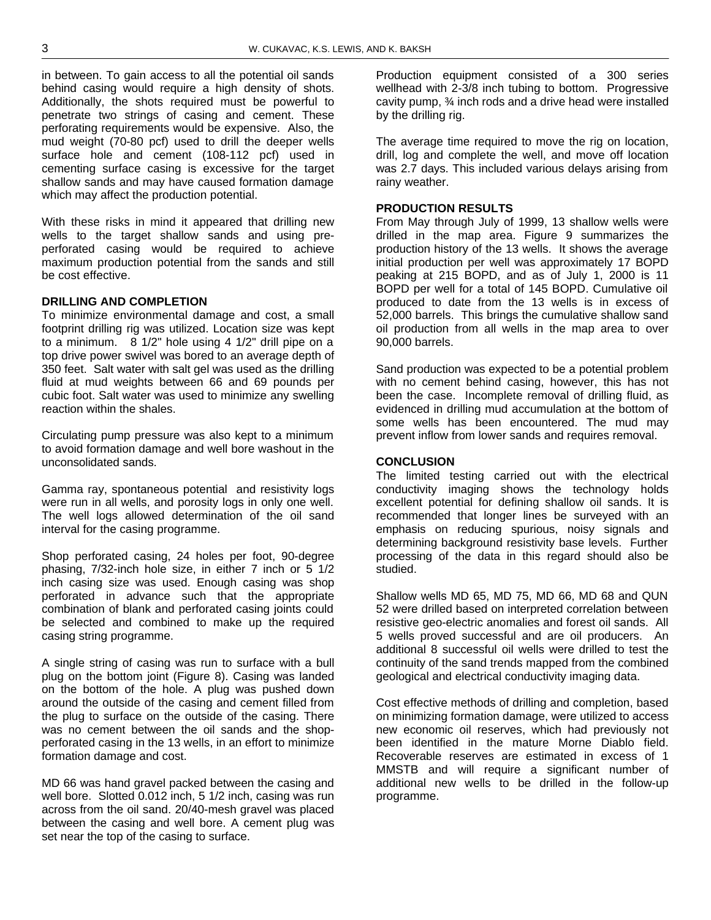in between. To gain access to all the potential oil sands behind casing would require a high density of shots. Additionally, the shots required must be powerful to penetrate two strings of casing and cement. These perforating requirements would be expensive. Also, the mud weight (70-80 pcf) used to drill the deeper wells surface hole and cement (108-112 pcf) used in cementing surface casing is excessive for the target shallow sands and may have caused formation damage which may affect the production potential.

With these risks in mind it appeared that drilling new wells to the target shallow sands and using pre-perforated casing would be required to achieve maximum production potential from the sands and still be cost effective.

## DRILLING AND COMPLETION

To minimize environmental damage and cost, a small footprint drilling rig was utilized. Location size was kept to a minimum. 8 1/2" hole using 4 1/2" drill pipe on a top drive power swivel was bored to an average depth of 350 feet. Salt water with salt gel was used as the drilling fluid at mud weights between 66 and 69 pounds per cubic foot. Salt water was used to minimize any swelling reaction within the shales.

Circulating pump pressure was also kept to a minimum to avoid formation damage and well bore washout in the unconsolidated sands.

Gamma ray, spontaneous potential and resistivity logs were run in all wells, and porosity logs in only one well. The well logs allowed determination of the oil sand interval for the casing programme.

Shop perforated casing, 24 holes per foot, 90-degree phasing, 7/32-inch hole size, in either 7 inch or 5 1/2 inch casing size was used. Enough casing was shop perforated in advance such that the appropriate combination of blank and perforated casing joints could be selected and combined to make up the required casing string programme.

A single string of casing was run to surface with a bull plug on the bottom joint (Figure 8). Casing was landed on the bottom of the hole. A plug was pushed down around the outside of the casing and cement filled from the plug to surface on the outside of the casing. There was no cement between the oil sands and the shop-perforated casing in the 13 wells, in an effort to minimize formation damage and cost.

MD 66 was hand gravel packed between the casing and well bore. Slotted 0.012 inch, 5 1/2 inch, casing was run across from the oil sand. 20/40-mesh gravel was placed between the casing and well bore. A cement plug was set near the top of the casing to surface.

Production equipment consisted of a 300 series wellhead with 2-3/8 inch tubing to bottom. Progressive cavity pump, ¾ inch rods and a drive head were installed by the drilling rig.

The average time required to move the rig on location, drill, log and complete the well, and move off location was 2.7 days. This included various delays arising from rainy weather.

## PRODUCTION RESULTS

From May through July of 1999, 13 shallow wells were drilled in the map area. Figure 9 summarizes the production history of the 13 wells. It shows the average initial production per well was approximately 17 BOPD peaking at 215 BOPD, and as of July 1, 2000 is 11 BOPD per well for a total of 145 BOPD. Cumulative oil produced to date from the 13 wells is in excess of 52,000 barrels. This brings the cumulative shallow sand oil production from all wells in the map area to over 90,000 barrels.

Sand production was expected to be a potential problem with no cement behind casing, however, this has not been the case. Incomplete removal of drilling fluid, as evidenced in drilling mud accumulation at the bottom of some wells has been encountered. The mud may prevent inflow from lower sands and requires removal.

## CONCLUSION

The limited testing carried out with the electrical conductivity imaging shows the technology holds excellent potential for defining shallow oil sands. It is recommended that longer lines be surveyed with an emphasis on reducing spurious, noisy signals and determining background resistivity base levels. Further processing of the data in this regard should also be studied.

Shallow wells MD 65, MD 75, MD 66, MD 68 and QUN 52 were drilled based on interpreted correlation between resistive geo-electric anomalies and forest oil sands. All 5 wells proved successful and are oil producers. An additional 8 successful oil wells were drilled to test the continuity of the sand trends mapped from the combined geological and electrical conductivity imaging data.

Cost effective methods of drilling and completion, based on minimizing formation damage, were utilized to access new economic oil reserves, which had previously not been identified in the mature Morne Diablo field. Recoverable reserves are estimated in excess of 1 MMSTB and will require a significant number of additional new wells to be drilled in the follow-up programme.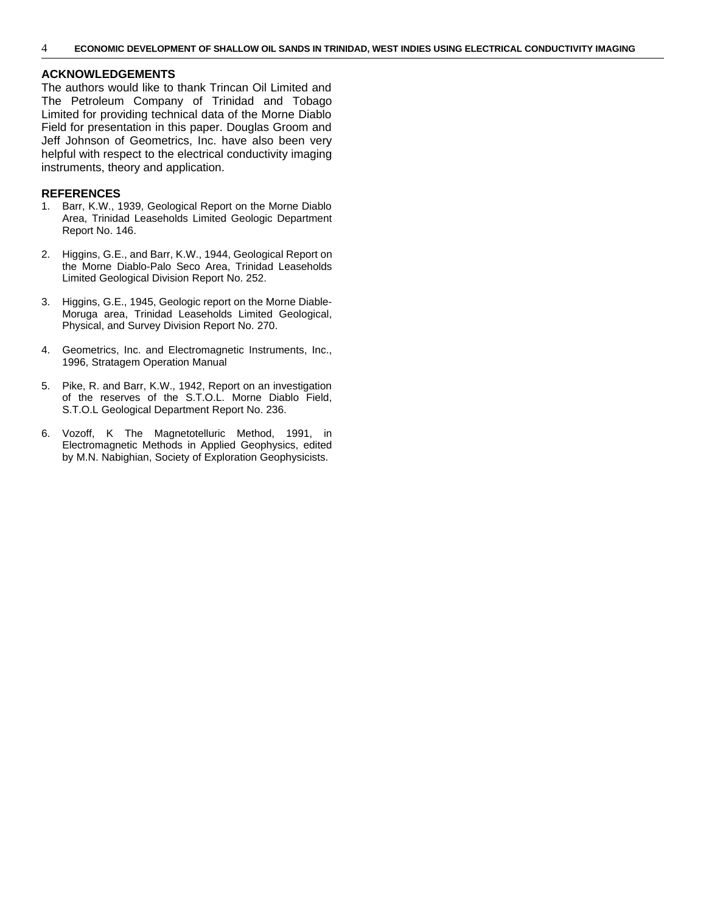## ACKNOWLEDGEMENTS

The authors would like to thank Trincan Oil Limited and The Petroleum Company of Trinidad and Tobago Limited for providing technical data of the Morne Diablo Field for presentation in this paper. Douglas Groom and Jeff Johnson of Geometrics, Inc. have also been very helpful with respect to the electrical conductivity imaging instruments, theory and application.

## REFERENCES

1. Barr, K.W., 1939, Geological Report on the Morne Diablo Area, Trinidad Leaseholds Limited Geologic Department Report No. 146.

2. Higgins, G.E., and Barr, K.W., 1944, Geological Report on the Morne Diablo-Palo Seco Area, Trinidad Leaseholds Limited Geological Division Report No. 252.

3. Higgins, G.E., 1945, Geologic report on the Morne Diable-Moruga area, Trinidad Leaseholds Limited Geological, Physical, and Survey Division Report No. 270.

4. Geometrics, Inc. and Electromagnetic Instruments, Inc., 1996, Stratagem Operation Manual

5. Pike, R. and Barr, K.W., 1942, Report on an investigation of the reserves of the S.T.O.L. Morne Diablo Field, S.T.O.L Geological Department Report No. 236.

6. Vozoff, K The Magnetotelluric Method, 1991, in Electromagnetic Methods in Applied Geophysics, edited by M.N. Nabighian, Society of Exploration Geophysicists.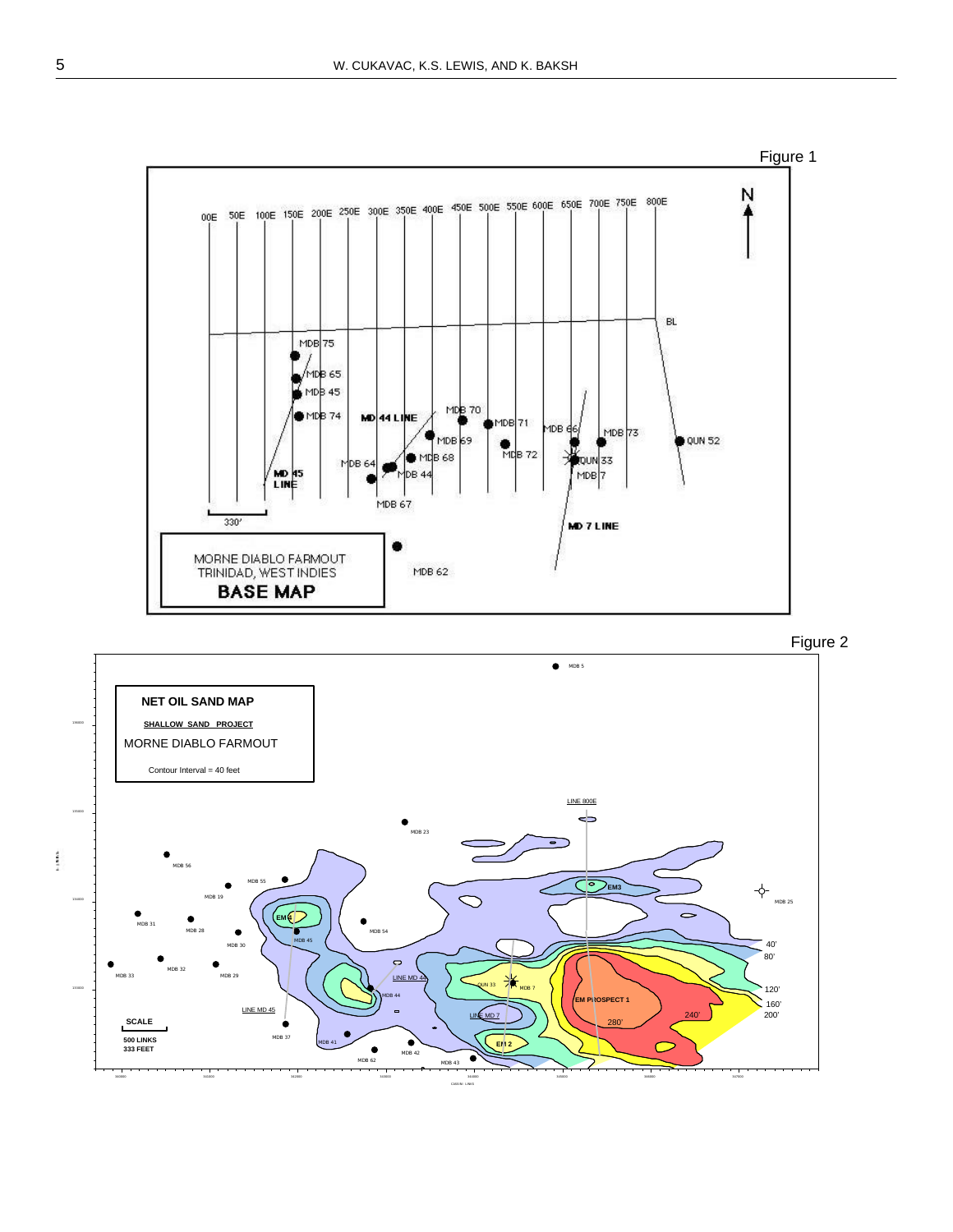Figure 1

00E 50E 100E 150E 200E 250E 300E 350E 400E 450E 500E 550E 600E 650E 700E 750E 800E

N

BL

MDB 75
MDB 65
MDB 45
MDB 74
MD 44 LINE
MDB 70
MDB 71
MDB 69
MDB 66
MDB 73
QUN 52
MDB 72
MDB 68
MDB 64
QUN 33
MDB 7
MD 45 LINE
MDB 44
MDB 67
330'
MD 7 LINE
MDB 62

MORNE DIABLO FARMOUT
TRINIDAD, WEST INDIES
BASE MAP

Figure 2

NET OIL SAND MAP
SHALLOW SAND PROJECT
MORNE DIABLO FARMOUT
Contour Interval = 40 feet

MDB 5
LINE 800E
MDB 23
MDB 56
MDB 55
MDB 19
EM3
MDB 25
MDB 31
MDB 28
EM 4
MDB 54
MDB 45
MDB 30
40'
80'
MDB 33
MDB 32
MDB 29
LINE MD 44
QUN 33
MDB 7
120'
MDB 44
EM PROSPECT 1
160'
LINE MD 45
LINE MD 7
240'
200'
SCALE
280'
500 LINKS
333 FEET
MDB 37
MDB 41
EM 2
MDB 42
MDB 62
MDB 43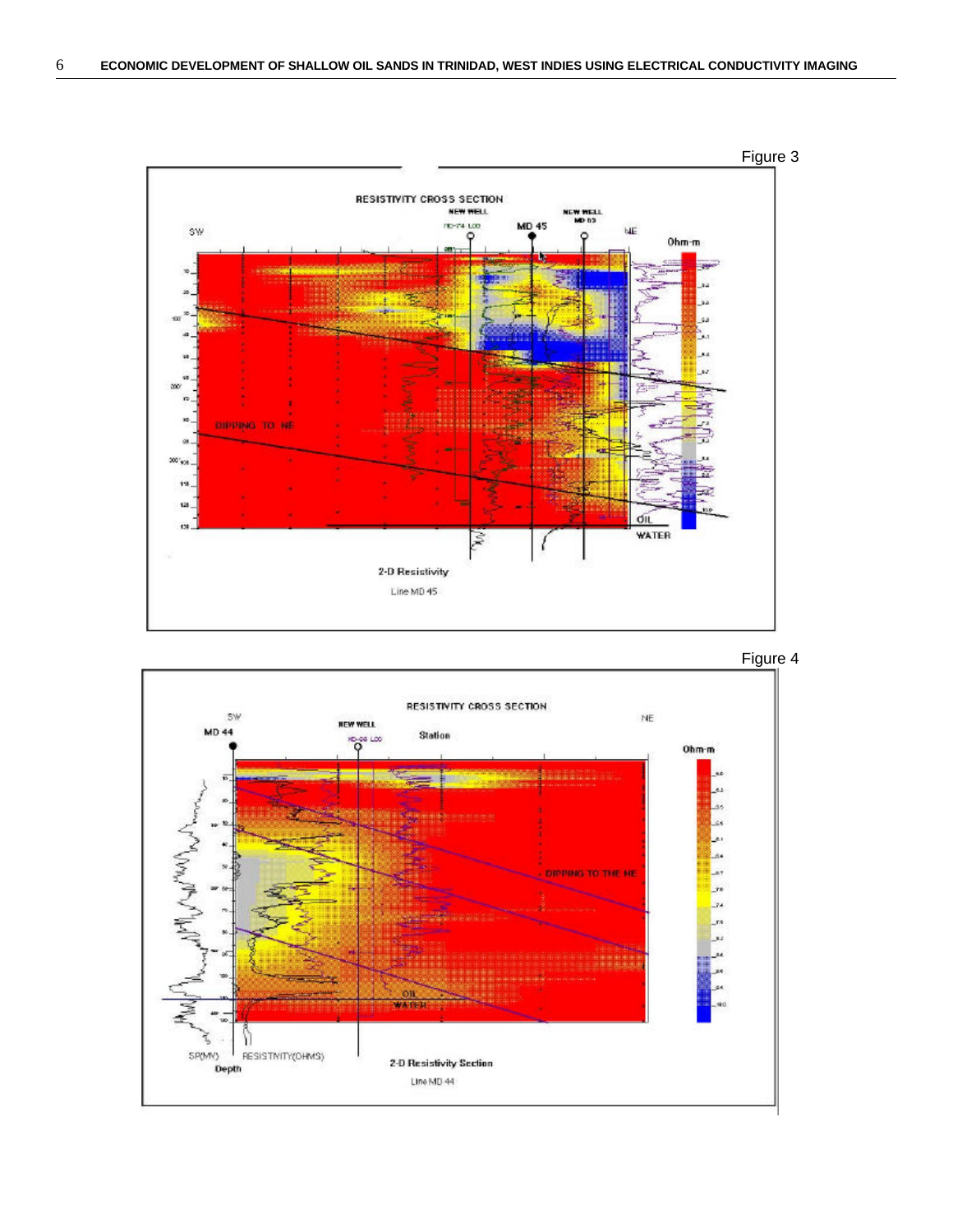Figure 3

RESISTIVITY CROSS SECTION

NEW WELL

NEW WELL MD 53

MD 45

SW

NE

Ohm-m

DIPPING TO NE

OIL

WATER

2-D Resistivity

Line MD 45

Figure 4

RESISTIVITY CROSS SECTION

SW

NE

MD 44

NEW WELL

Station

Ohm-m

DIPPING TO THE NE

OIL

WATER

SP(MV)

RESISTIVITY(OHMS)

Depth

2-D Resistivity Section

Line MD 44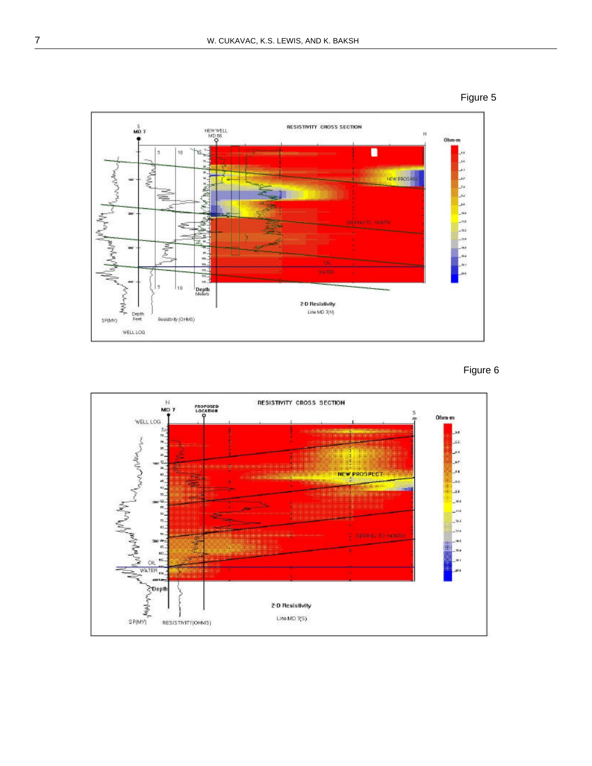Figure 5

RESISTIVITY CROSS SECTION

S
MD 7

NEW WELL
MD 66

N

Ohm-m

NEW PROSPECT

DIPPING TO NORTH

OIL

WATER

Depth
Meters

2-D Resistivity
Line MD 7(N)

SP(MV)

Depth
Feet

Resistivity (OHMS)

WELL LOG

Figure 6

RESISTIVITY CROSS SECTION

N
MD 7

PROPOSED
LOCATION

S

Ohm-m

WELL LOG

NEW PROSPECT

DIPPING TO NORTH

OIL

WATER

Depth

2-D Resistivity
Line MD 7(S)

SP(MV)

RESISTIVITY(OHMS)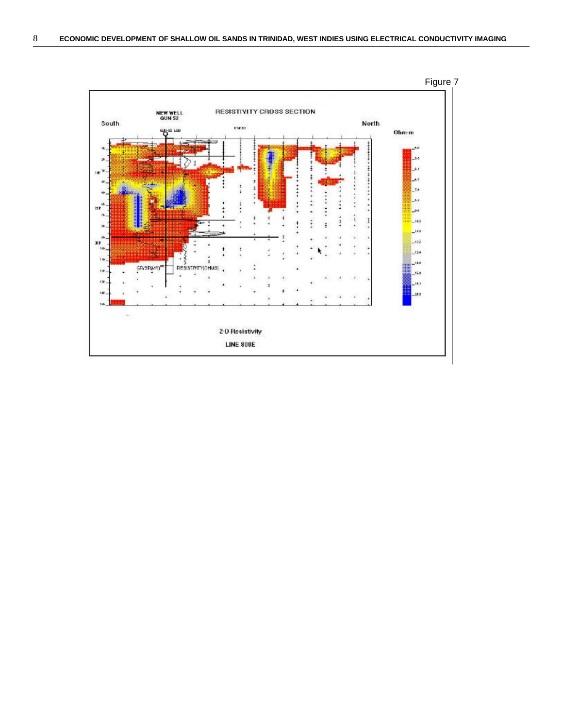Figure 7

RESISTIVITY CROSS SECTION

NEW WELL
QUN 52

South

North

Ohm-m

GR/SP(MV)

RESISTIVITY(OHMS)

2-D Resistivity

LINE 800E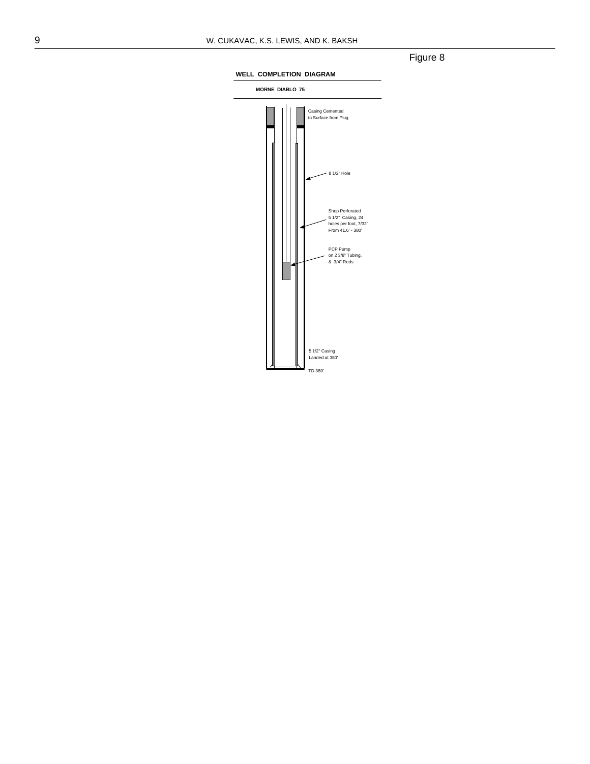Figure 8

**WELL COMPLETION DIAGRAM**

**MORNE DIABLO 75**

Casing Cemented
to Surface from Plug

8 1/2" Hole

Shop Perforated
5 1/2" Casing, 24
holes per foot, 7/32"
From 41.6' - 380'

PCP Pump
on 2 3/8" Tubing,
& 3/4" Rods

5 1/2" Casing
Landed at 380'

TD 380'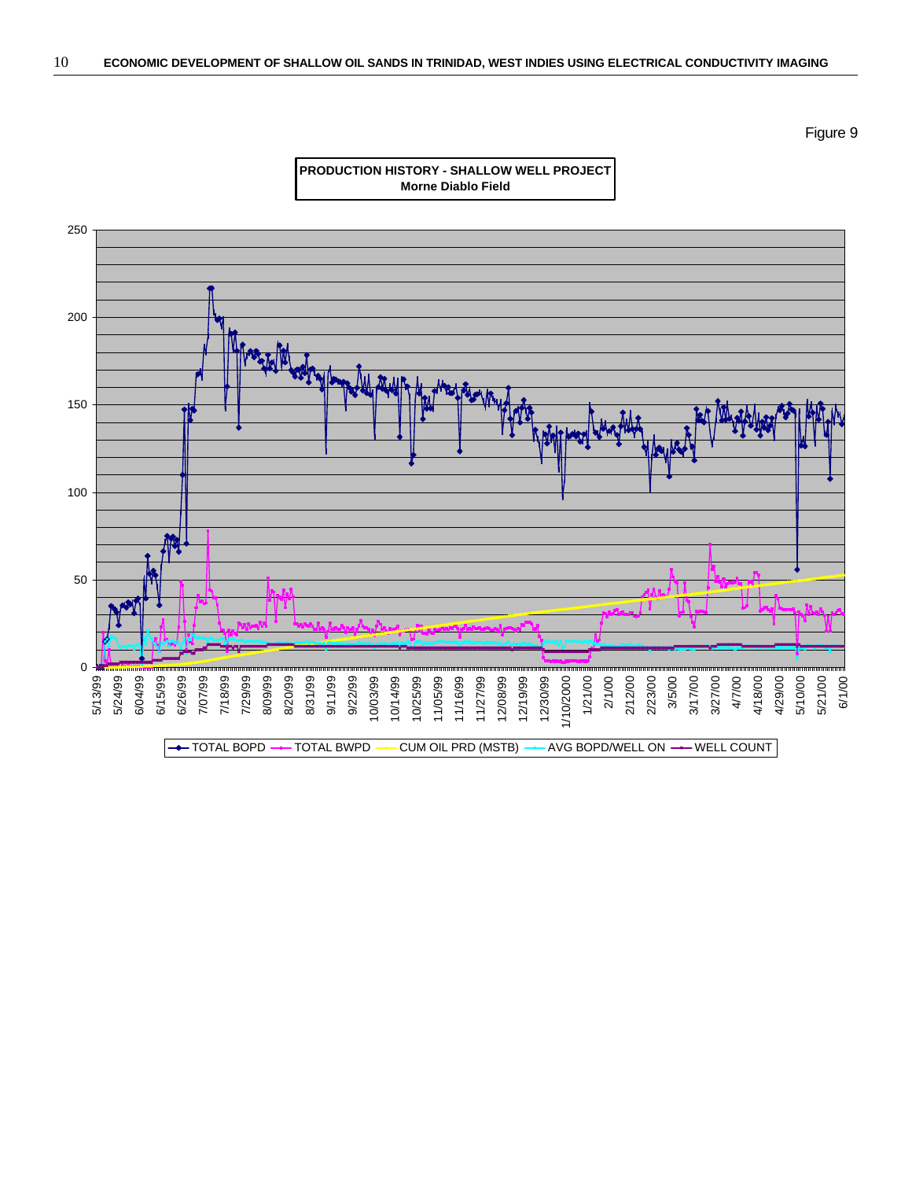Figure 9

PRODUCTION HISTORY - SHALLOW WELL PROJECT
Morne Diablo Field

250
200
150
100
50
0

5/13/99
5/24/99
6/04/99
6/15/99
6/26/99
7/07/99
7/18/99
7/29/99
8/09/99
8/20/99
8/31/99
9/11/99
9/22/99
10/03/99
10/14/99
10/25/99
11/05/99
11/16/99
11/27/99
12/08/99
12/19/99
12/30/99
1/10/2000
1/21/00
2/1/00
2/12/00
2/23/00
3/5/00
3/17/00
3/27/00
4/7/00
4/18/00
4/29/00
5/10/00
5/21/00
6/1/00

TOTAL BOPD
TOTAL BWPD
CUM OIL PRD (MSTB)
AVG BOPD/WELL ON
WELL COUNT